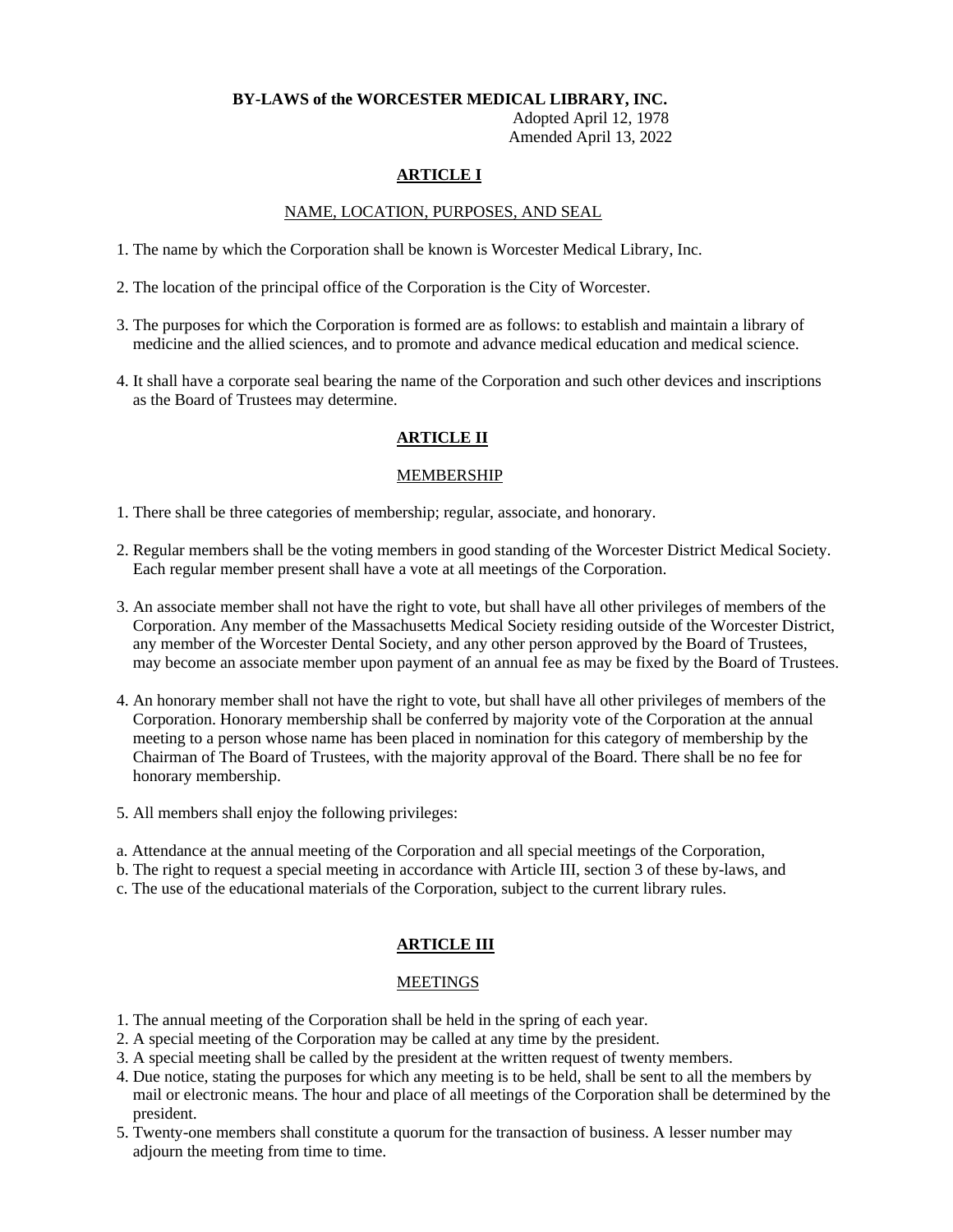**BY-LAWS of the WORCESTER MEDICAL LIBRARY, INC.**

Adopted April 12, 1978
Amended April 13, 2022

## ARTICLE I

### NAME, LOCATION, PURPOSES, AND SEAL

1. The name by which the Corporation shall be known is Worcester Medical Library, Inc.

2. The location of the principal office of the Corporation is the City of Worcester.

3. The purposes for which the Corporation is formed are as follows: to establish and maintain a library of medicine and the allied sciences, and to promote and advance medical education and medical science.

4. It shall have a corporate seal bearing the name of the Corporation and such other devices and inscriptions as the Board of Trustees may determine.

## ARTICLE II

### MEMBERSHIP

1. There shall be three categories of membership; regular, associate, and honorary.

2. Regular members shall be the voting members in good standing of the Worcester District Medical Society. Each regular member present shall have a vote at all meetings of the Corporation.

3. An associate member shall not have the right to vote, but shall have all other privileges of members of the Corporation. Any member of the Massachusetts Medical Society residing outside of the Worcester District, any member of the Worcester Dental Society, and any other person approved by the Board of Trustees, may become an associate member upon payment of an annual fee as may be fixed by the Board of Trustees.

4. An honorary member shall not have the right to vote, but shall have all other privileges of members of the Corporation. Honorary membership shall be conferred by majority vote of the Corporation at the annual meeting to a person whose name has been placed in nomination for this category of membership by the Chairman of The Board of Trustees, with the majority approval of the Board. There shall be no fee for honorary membership.

5. All members shall enjoy the following privileges:

a. Attendance at the annual meeting of the Corporation and all special meetings of the Corporation,
b. The right to request a special meeting in accordance with Article III, section 3 of these by-laws, and
c. The use of the educational materials of the Corporation, subject to the current library rules.

## ARTICLE III

### MEETINGS

1. The annual meeting of the Corporation shall be held in the spring of each year.
2. A special meeting of the Corporation may be called at any time by the president.
3. A special meeting shall be called by the president at the written request of twenty members.
4. Due notice, stating the purposes for which any meeting is to be held, shall be sent to all the members by mail or electronic means. The hour and place of all meetings of the Corporation shall be determined by the president.
5. Twenty-one members shall constitute a quorum for the transaction of business. A lesser number may adjourn the meeting from time to time.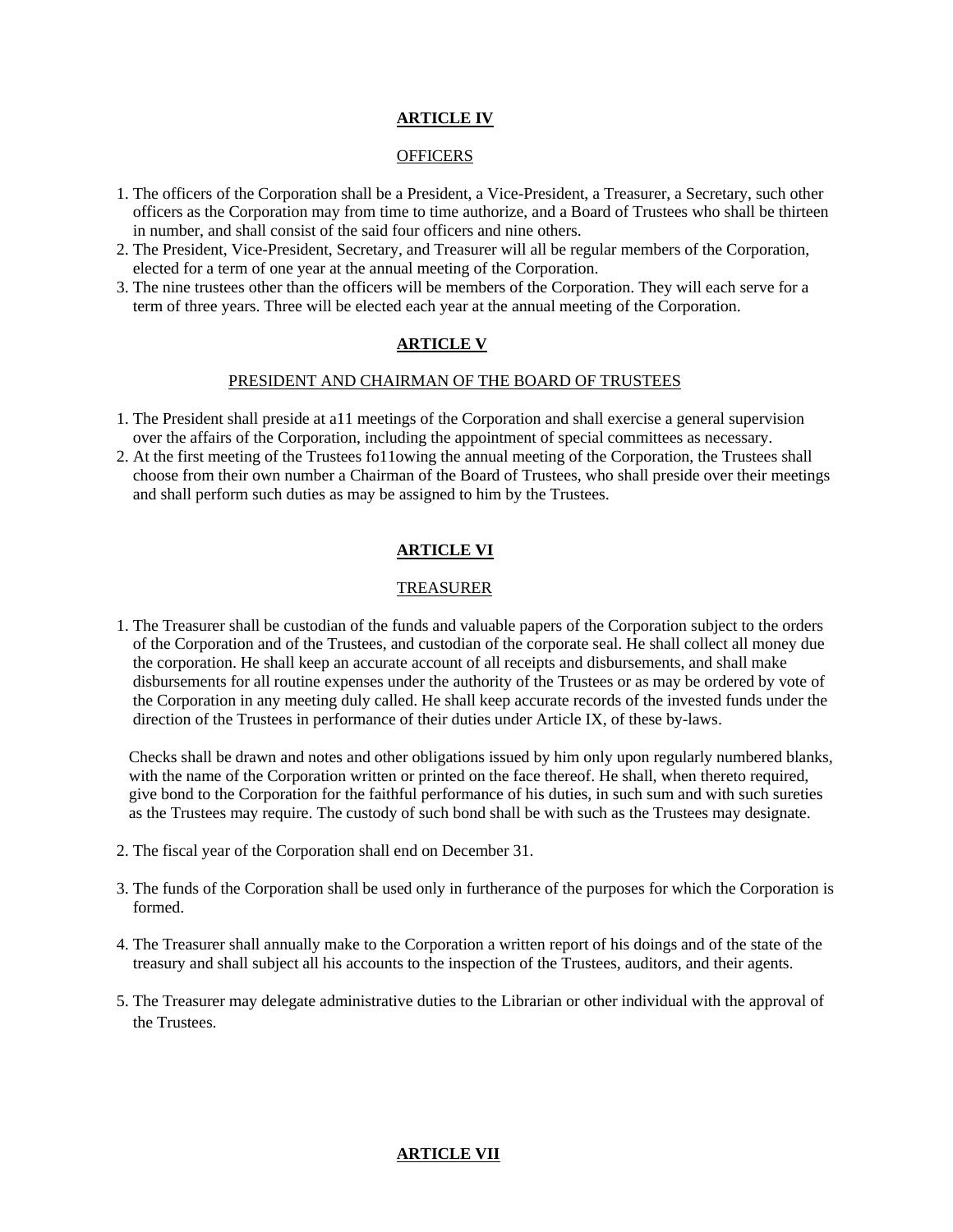## ARTICLE IV

OFFICERS

1. The officers of the Corporation shall be a President, a Vice-President, a Treasurer, a Secretary, such other officers as the Corporation may from time to time authorize, and a Board of Trustees who shall be thirteen in number, and shall consist of the said four officers and nine others.
2. The President, Vice-President, Secretary, and Treasurer will all be regular members of the Corporation, elected for a term of one year at the annual meeting of the Corporation.
3. The nine trustees other than the officers will be members of the Corporation. They will each serve for a term of three years. Three will be elected each year at the annual meeting of the Corporation.

## ARTICLE V

PRESIDENT AND CHAIRMAN OF THE BOARD OF TRUSTEES

1. The President shall preside at a11 meetings of the Corporation and shall exercise a general supervision over the affairs of the Corporation, including the appointment of special committees as necessary.
2. At the first meeting of the Trustees fo11owing the annual meeting of the Corporation, the Trustees shall choose from their own number a Chairman of the Board of Trustees, who shall preside over their meetings and shall perform such duties as may be assigned to him by the Trustees.

## ARTICLE VI

TREASURER

1. The Treasurer shall be custodian of the funds and valuable papers of the Corporation subject to the orders of the Corporation and of the Trustees, and custodian of the corporate seal. He shall collect all money due the corporation. He shall keep an accurate account of all receipts and disbursements, and shall make disbursements for all routine expenses under the authority of the Trustees or as may be ordered by vote of the Corporation in any meeting duly called. He shall keep accurate records of the invested funds under the direction of the Trustees in performance of their duties under Article IX, of these by-laws.

   Checks shall be drawn and notes and other obligations issued by him only upon regularly numbered blanks, with the name of the Corporation written or printed on the face thereof. He shall, when thereto required, give bond to the Corporation for the faithful performance of his duties, in such sum and with such sureties as the Trustees may require. The custody of such bond shall be with such as the Trustees may designate.

2. The fiscal year of the Corporation shall end on December 31.

3. The funds of the Corporation shall be used only in furtherance of the purposes for which the Corporation is formed.

4. The Treasurer shall annually make to the Corporation a written report of his doings and of the state of the treasury and shall subject all his accounts to the inspection of the Trustees, auditors, and their agents.

5. The Treasurer may delegate administrative duties to the Librarian or other individual with the approval of the Trustees.

## ARTICLE VII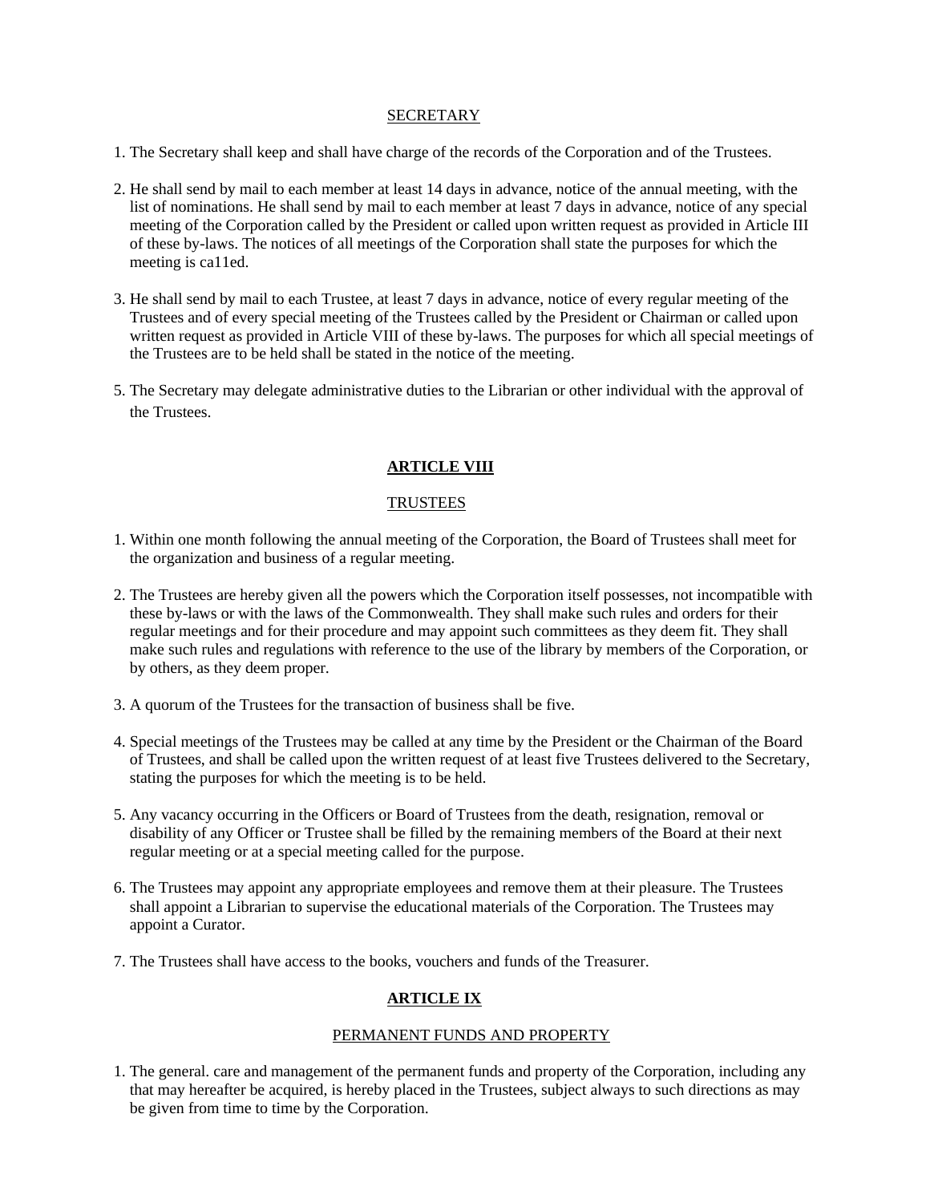SECRETARY

1. The Secretary shall keep and shall have charge of the records of the Corporation and of the Trustees.

2. He shall send by mail to each member at least 14 days in advance, notice of the annual meeting, with the list of nominations. He shall send by mail to each member at least 7 days in advance, notice of any special meeting of the Corporation called by the President or called upon written request as provided in Article III of these by-laws. The notices of all meetings of the Corporation shall state the purposes for which the meeting is ca11ed.

3. He shall send by mail to each Trustee, at least 7 days in advance, notice of every regular meeting of the Trustees and of every special meeting of the Trustees called by the President or Chairman or called upon written request as provided in Article VIII of these by-laws. The purposes for which all special meetings of the Trustees are to be held shall be stated in the notice of the meeting.

5. The Secretary may delegate administrative duties to the Librarian or other individual with the approval of the Trustees.

## ARTICLE VIII

TRUSTEES

1. Within one month following the annual meeting of the Corporation, the Board of Trustees shall meet for the organization and business of a regular meeting.

2. The Trustees are hereby given all the powers which the Corporation itself possesses, not incompatible with these by-laws or with the laws of the Commonwealth. They shall make such rules and orders for their regular meetings and for their procedure and may appoint such committees as they deem fit. They shall make such rules and regulations with reference to the use of the library by members of the Corporation, or by others, as they deem proper.

3. A quorum of the Trustees for the transaction of business shall be five.

4. Special meetings of the Trustees may be called at any time by the President or the Chairman of the Board of Trustees, and shall be called upon the written request of at least five Trustees delivered to the Secretary, stating the purposes for which the meeting is to be held.

5. Any vacancy occurring in the Officers or Board of Trustees from the death, resignation, removal or disability of any Officer or Trustee shall be filled by the remaining members of the Board at their next regular meeting or at a special meeting called for the purpose.

6. The Trustees may appoint any appropriate employees and remove them at their pleasure. The Trustees shall appoint a Librarian to supervise the educational materials of the Corporation. The Trustees may appoint a Curator.

7. The Trustees shall have access to the books, vouchers and funds of the Treasurer.

## ARTICLE IX

PERMANENT FUNDS AND PROPERTY

1. The general. care and management of the permanent funds and property of the Corporation, including any that may hereafter be acquired, is hereby placed in the Trustees, subject always to such directions as may be given from time to time by the Corporation.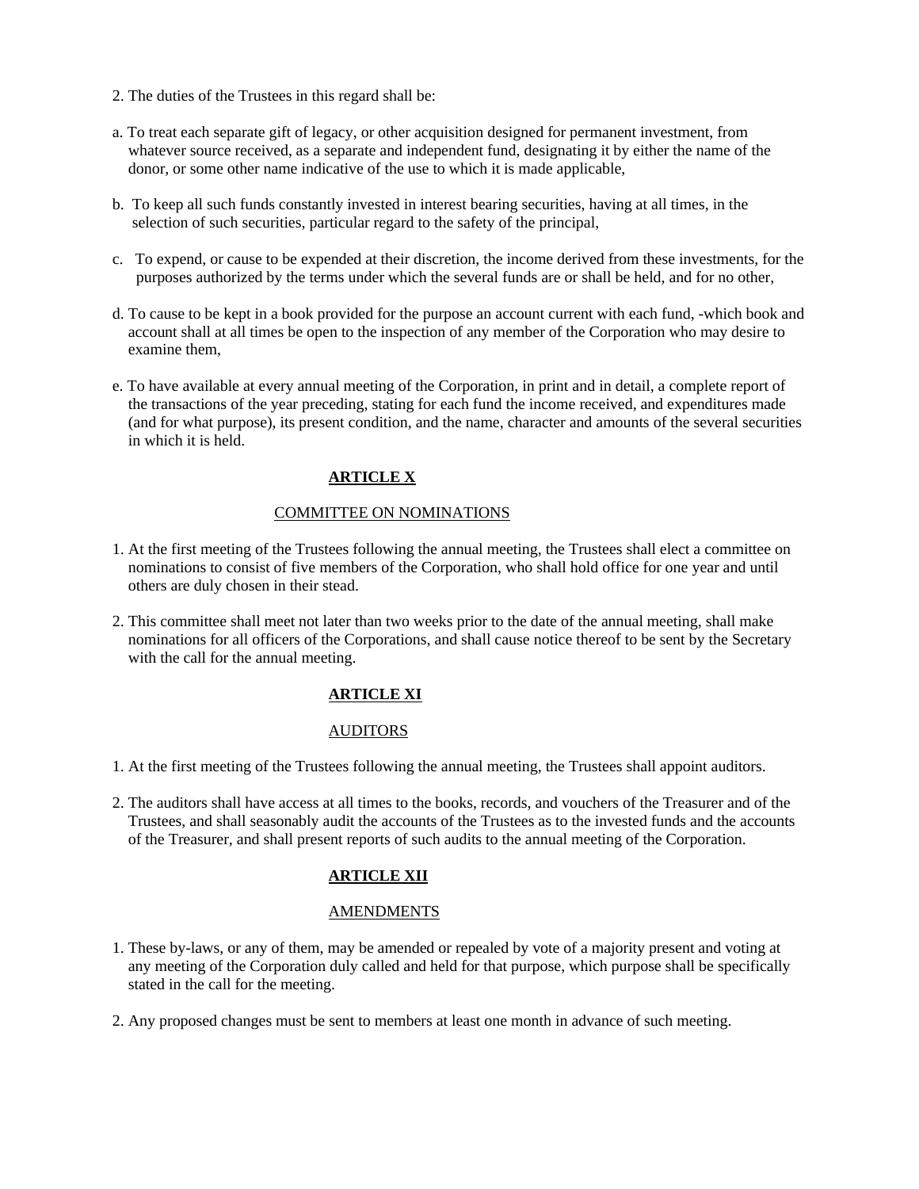2. The duties of the Trustees in this regard shall be:

a. To treat each separate gift of legacy, or other acquisition designed for permanent investment, from whatever source received, as a separate and independent fund, designating it by either the name of the donor, or some other name indicative of the use to which it is made applicable,

b. To keep all such funds constantly invested in interest bearing securities, having at all times, in the selection of such securities, particular regard to the safety of the principal,

c. To expend, or cause to be expended at their discretion, the income derived from these investments, for the purposes authorized by the terms under which the several funds are or shall be held, and for no other,

d. To cause to be kept in a book provided for the purpose an account current with each fund, -which book and account shall at all times be open to the inspection of any member of the Corporation who may desire to examine them,

e. To have available at every annual meeting of the Corporation, in print and in detail, a complete report of the transactions of the year preceding, stating for each fund the income received, and expenditures made (and for what purpose), its present condition, and the name, character and amounts of the several securities in which it is held.

## ARTICLE X

### COMMITTEE ON NOMINATIONS

1. At the first meeting of the Trustees following the annual meeting, the Trustees shall elect a committee on nominations to consist of five members of the Corporation, who shall hold office for one year and until others are duly chosen in their stead.

2. This committee shall meet not later than two weeks prior to the date of the annual meeting, shall make nominations for all officers of the Corporations, and shall cause notice thereof to be sent by the Secretary with the call for the annual meeting.

## ARTICLE XI

### AUDITORS

1. At the first meeting of the Trustees following the annual meeting, the Trustees shall appoint auditors.

2. The auditors shall have access at all times to the books, records, and vouchers of the Treasurer and of the Trustees, and shall seasonably audit the accounts of the Trustees as to the invested funds and the accounts of the Treasurer, and shall present reports of such audits to the annual meeting of the Corporation.

## ARTICLE XII

### AMENDMENTS

1. These by-laws, or any of them, may be amended or repealed by vote of a majority present and voting at any meeting of the Corporation duly called and held for that purpose, which purpose shall be specifically stated in the call for the meeting.

2. Any proposed changes must be sent to members at least one month in advance of such meeting.